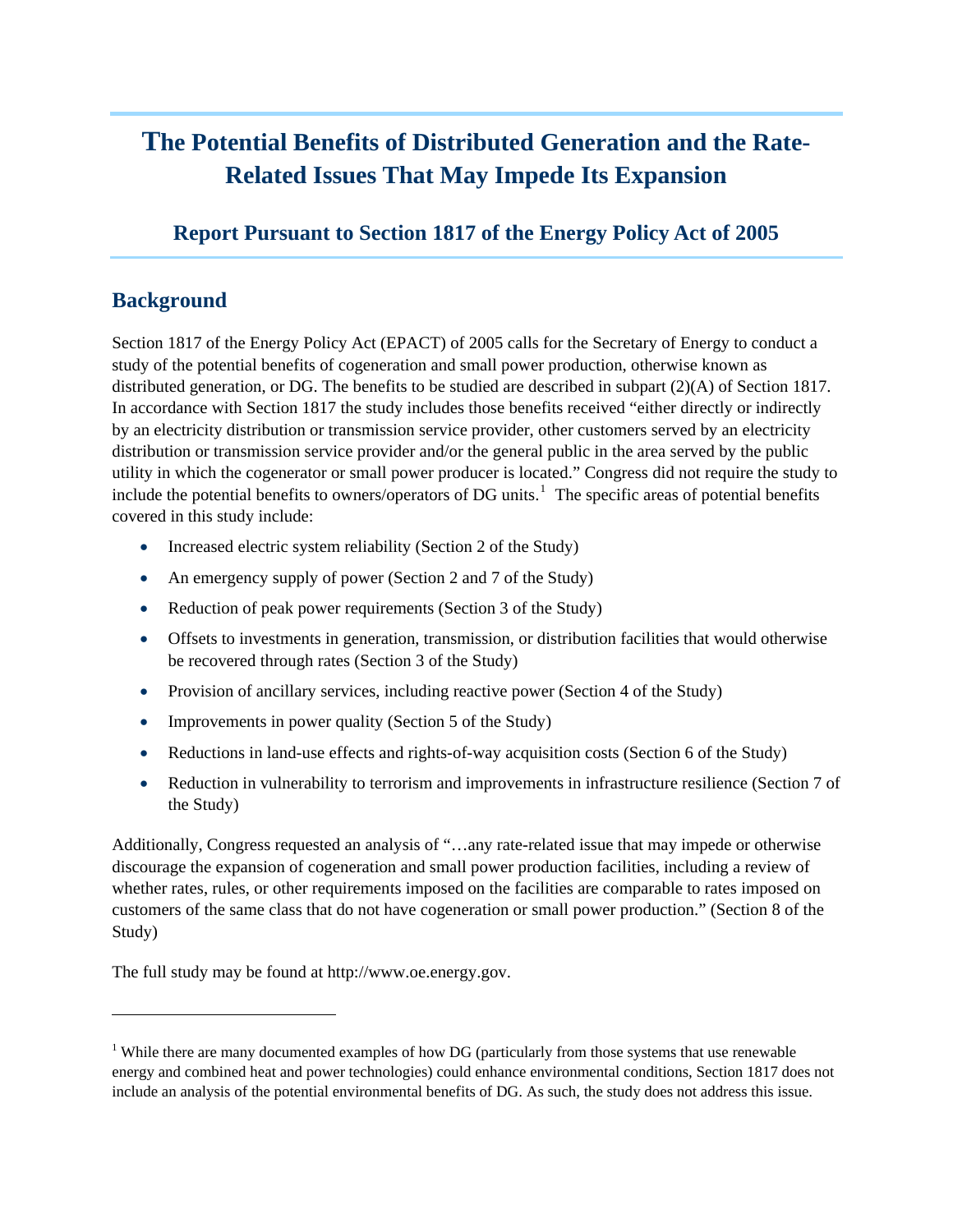# The Potential Benefits of Distributed Generation and the Rate-Related Issues That May Impede Its Expansion

## Report Pursuant to Section 1817 of the Energy Policy Act of 2005

## Background

Section 1817 of the Energy Policy Act (EPACT) of 2005 calls for the Secretary of Energy to conduct a study of the potential benefits of cogeneration and small power production, otherwise known as distributed generation, or DG. The benefits to be studied are described in subpart (2)(A) of Section 1817. In accordance with Section 1817 the study includes those benefits received "either directly or indirectly by an electricity distribution or transmission service provider, other customers served by an electricity distribution or transmission service provider and/or the general public in the area served by the public utility in which the cogenerator or small power producer is located." Congress did not require the study to include the potential benefits to owners/operators of DG units.[1] The specific areas of potential benefits covered in this study include:

- Increased electric system reliability (Section 2 of the Study)
- An emergency supply of power (Section 2 and 7 of the Study)
- Reduction of peak power requirements (Section 3 of the Study)
- Offsets to investments in generation, transmission, or distribution facilities that would otherwise be recovered through rates (Section 3 of the Study)
- Provision of ancillary services, including reactive power (Section 4 of the Study)
- Improvements in power quality (Section 5 of the Study)
- Reductions in land-use effects and rights-of-way acquisition costs (Section 6 of the Study)
- Reduction in vulnerability to terrorism and improvements in infrastructure resilience (Section 7 of the Study)

Additionally, Congress requested an analysis of "…any rate-related issue that may impede or otherwise discourage the expansion of cogeneration and small power production facilities, including a review of whether rates, rules, or other requirements imposed on the facilities are comparable to rates imposed on customers of the same class that do not have cogeneration or small power production." (Section 8 of the Study)

The full study may be found at http://www.oe.energy.gov.

---

[1] While there are many documented examples of how DG (particularly from those systems that use renewable energy and combined heat and power technologies) could enhance environmental conditions, Section 1817 does not include an analysis of the potential environmental benefits of DG. As such, the study does not address this issue.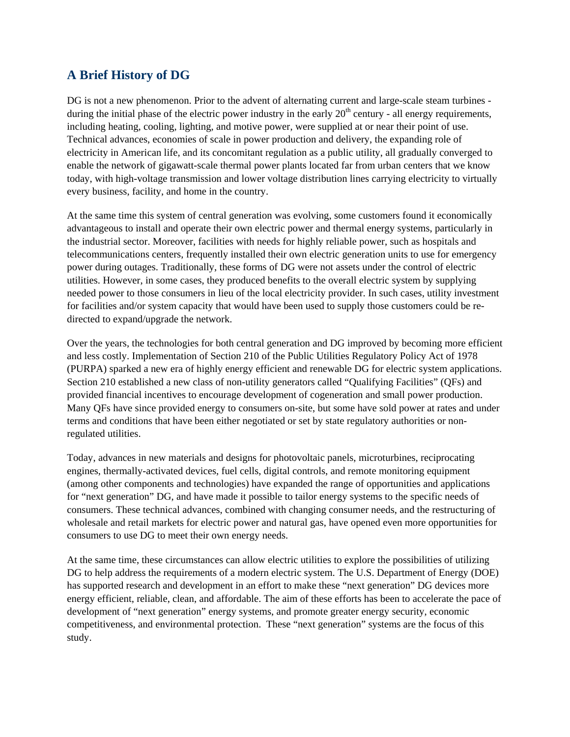## A Brief History of DG

DG is not a new phenomenon. Prior to the advent of alternating current and large-scale steam turbines - during the initial phase of the electric power industry in the early 20th century - all energy requirements, including heating, cooling, lighting, and motive power, were supplied at or near their point of use. Technical advances, economies of scale in power production and delivery, the expanding role of electricity in American life, and its concomitant regulation as a public utility, all gradually converged to enable the network of gigawatt-scale thermal power plants located far from urban centers that we know today, with high-voltage transmission and lower voltage distribution lines carrying electricity to virtually every business, facility, and home in the country.

At the same time this system of central generation was evolving, some customers found it economically advantageous to install and operate their own electric power and thermal energy systems, particularly in the industrial sector. Moreover, facilities with needs for highly reliable power, such as hospitals and telecommunications centers, frequently installed their own electric generation units to use for emergency power during outages. Traditionally, these forms of DG were not assets under the control of electric utilities. However, in some cases, they produced benefits to the overall electric system by supplying needed power to those consumers in lieu of the local electricity provider. In such cases, utility investment for facilities and/or system capacity that would have been used to supply those customers could be re-directed to expand/upgrade the network.

Over the years, the technologies for both central generation and DG improved by becoming more efficient and less costly. Implementation of Section 210 of the Public Utilities Regulatory Policy Act of 1978 (PURPA) sparked a new era of highly energy efficient and renewable DG for electric system applications. Section 210 established a new class of non-utility generators called "Qualifying Facilities" (QFs) and provided financial incentives to encourage development of cogeneration and small power production. Many QFs have since provided energy to consumers on-site, but some have sold power at rates and under terms and conditions that have been either negotiated or set by state regulatory authorities or non-regulated utilities.

Today, advances in new materials and designs for photovoltaic panels, microturbines, reciprocating engines, thermally-activated devices, fuel cells, digital controls, and remote monitoring equipment (among other components and technologies) have expanded the range of opportunities and applications for "next generation" DG, and have made it possible to tailor energy systems to the specific needs of consumers. These technical advances, combined with changing consumer needs, and the restructuring of wholesale and retail markets for electric power and natural gas, have opened even more opportunities for consumers to use DG to meet their own energy needs.

At the same time, these circumstances can allow electric utilities to explore the possibilities of utilizing DG to help address the requirements of a modern electric system. The U.S. Department of Energy (DOE) has supported research and development in an effort to make these "next generation" DG devices more energy efficient, reliable, clean, and affordable. The aim of these efforts has been to accelerate the pace of development of "next generation" energy systems, and promote greater energy security, economic competitiveness, and environmental protection. These "next generation" systems are the focus of this study.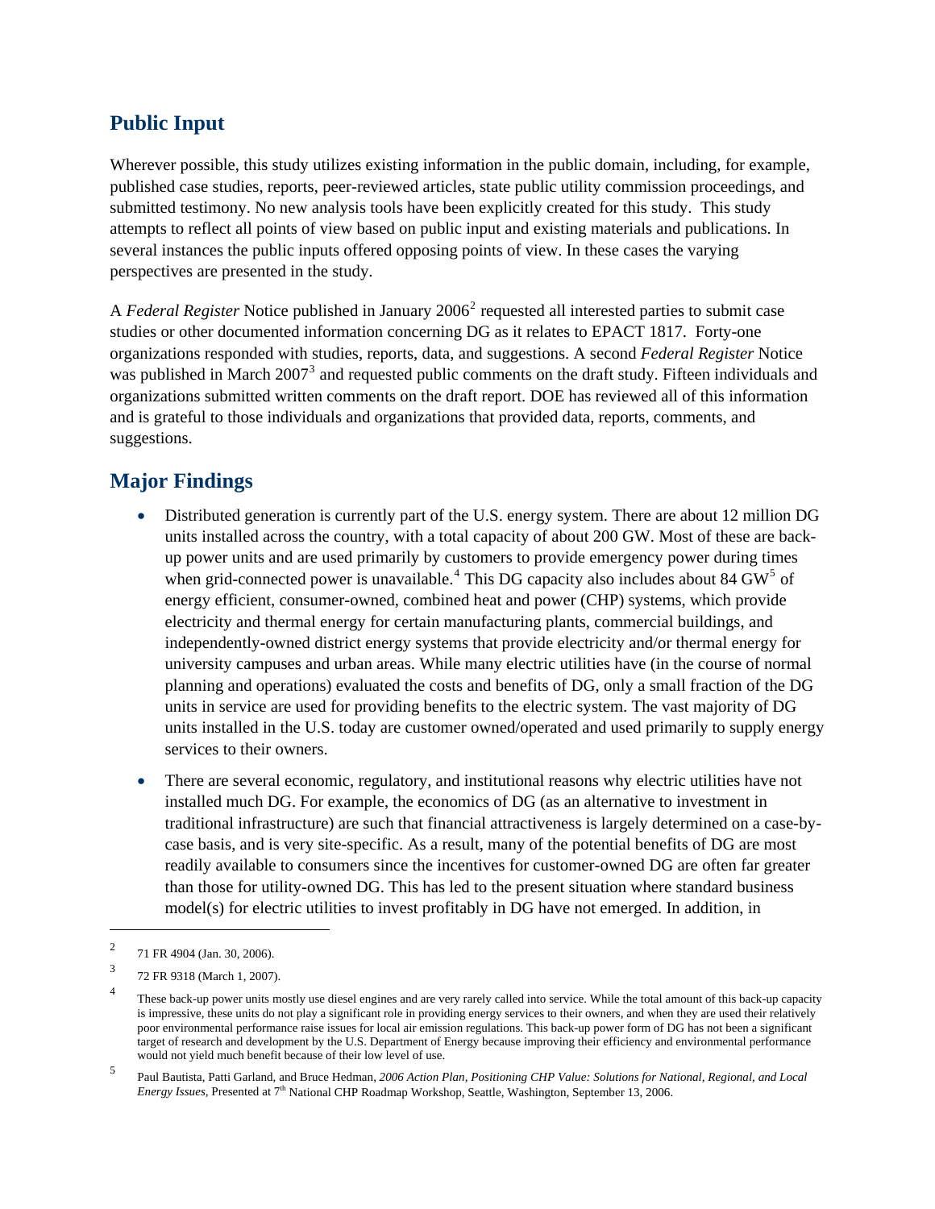## Public Input

Wherever possible, this study utilizes existing information in the public domain, including, for example, published case studies, reports, peer-reviewed articles, state public utility commission proceedings, and submitted testimony. No new analysis tools have been explicitly created for this study. This study attempts to reflect all points of view based on public input and existing materials and publications. In several instances the public inputs offered opposing points of view. In these cases the varying perspectives are presented in the study.

A *Federal Register* Notice published in January 2006[2] requested all interested parties to submit case studies or other documented information concerning DG as it relates to EPACT 1817. Forty-one organizations responded with studies, reports, data, and suggestions. A second *Federal Register* Notice was published in March 2007[3] and requested public comments on the draft study. Fifteen individuals and organizations submitted written comments on the draft report. DOE has reviewed all of this information and is grateful to those individuals and organizations that provided data, reports, comments, and suggestions.

## Major Findings

- Distributed generation is currently part of the U.S. energy system. There are about 12 million DG units installed across the country, with a total capacity of about 200 GW. Most of these are back-up power units and are used primarily by customers to provide emergency power during times when grid-connected power is unavailable.[4] This DG capacity also includes about 84 GW[5] of energy efficient, consumer-owned, combined heat and power (CHP) systems, which provide electricity and thermal energy for certain manufacturing plants, commercial buildings, and independently-owned district energy systems that provide electricity and/or thermal energy for university campuses and urban areas. While many electric utilities have (in the course of normal planning and operations) evaluated the costs and benefits of DG, only a small fraction of the DG units in service are used for providing benefits to the electric system. The vast majority of DG units installed in the U.S. today are customer owned/operated and used primarily to supply energy services to their owners.

- There are several economic, regulatory, and institutional reasons why electric utilities have not installed much DG. For example, the economics of DG (as an alternative to investment in traditional infrastructure) are such that financial attractiveness is largely determined on a case-by-case basis, and is very site-specific. As a result, many of the potential benefits of DG are most readily available to consumers since the incentives for customer-owned DG are often far greater than those for utility-owned DG. This has led to the present situation where standard business model(s) for electric utilities to invest profitably in DG have not emerged. In addition, in

---

[2] 71 FR 4904 (Jan. 30, 2006).

[3] 72 FR 9318 (March 1, 2007).

[4] These back-up power units mostly use diesel engines and are very rarely called into service. While the total amount of this back-up capacity is impressive, these units do not play a significant role in providing energy services to their owners, and when they are used their relatively poor environmental performance raise issues for local air emission regulations. This back-up power form of DG has not been a significant target of research and development by the U.S. Department of Energy because improving their efficiency and environmental performance would not yield much benefit because of their low level of use.

[5] Paul Bautista, Patti Garland, and Bruce Hedman, *2006 Action Plan, Positioning CHP Value: Solutions for National, Regional, and Local Energy Issues,* Presented at 7th National CHP Roadmap Workshop, Seattle, Washington, September 13, 2006.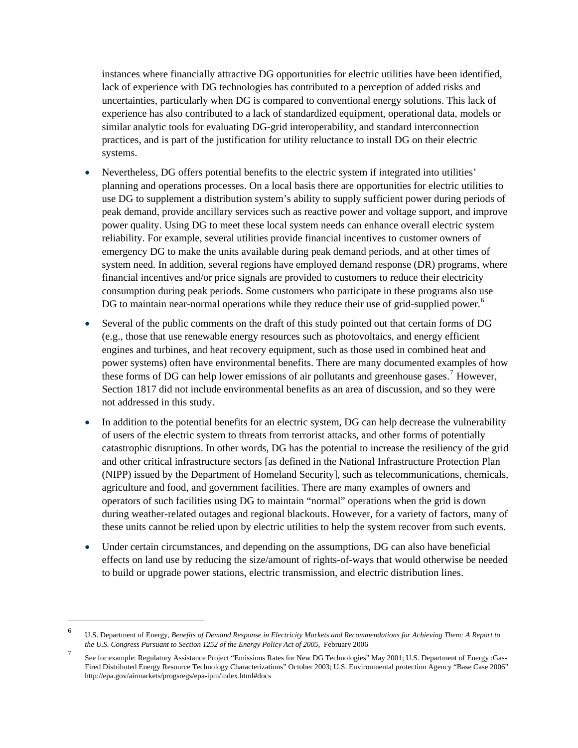instances where financially attractive DG opportunities for electric utilities have been identified, lack of experience with DG technologies has contributed to a perception of added risks and uncertainties, particularly when DG is compared to conventional energy solutions. This lack of experience has also contributed to a lack of standardized equipment, operational data, models or similar analytic tools for evaluating DG-grid interoperability, and standard interconnection practices, and is part of the justification for utility reluctance to install DG on their electric systems.

- Nevertheless, DG offers potential benefits to the electric system if integrated into utilities' planning and operations processes. On a local basis there are opportunities for electric utilities to use DG to supplement a distribution system's ability to supply sufficient power during periods of peak demand, provide ancillary services such as reactive power and voltage support, and improve power quality. Using DG to meet these local system needs can enhance overall electric system reliability. For example, several utilities provide financial incentives to customer owners of emergency DG to make the units available during peak demand periods, and at other times of system need. In addition, several regions have employed demand response (DR) programs, where financial incentives and/or price signals are provided to customers to reduce their electricity consumption during peak periods. Some customers who participate in these programs also use DG to maintain near-normal operations while they reduce their use of grid-supplied power.[6]

- Several of the public comments on the draft of this study pointed out that certain forms of DG (e.g., those that use renewable energy resources such as photovoltaics, and energy efficient engines and turbines, and heat recovery equipment, such as those used in combined heat and power systems) often have environmental benefits. There are many documented examples of how these forms of DG can help lower emissions of air pollutants and greenhouse gases.[7] However, Section 1817 did not include environmental benefits as an area of discussion, and so they were not addressed in this study.

- In addition to the potential benefits for an electric system, DG can help decrease the vulnerability of users of the electric system to threats from terrorist attacks, and other forms of potentially catastrophic disruptions. In other words, DG has the potential to increase the resiliency of the grid and other critical infrastructure sectors [as defined in the National Infrastructure Protection Plan (NIPP) issued by the Department of Homeland Security], such as telecommunications, chemicals, agriculture and food, and government facilities. There are many examples of owners and operators of such facilities using DG to maintain "normal" operations when the grid is down during weather-related outages and regional blackouts. However, for a variety of factors, many of these units cannot be relied upon by electric utilities to help the system recover from such events.

- Under certain circumstances, and depending on the assumptions, DG can also have beneficial effects on land use by reducing the size/amount of rights-of-ways that would otherwise be needed to build or upgrade power stations, electric transmission, and electric distribution lines.

---

[6] U.S. Department of Energy, *Benefits of Demand Response in Electricity Markets and Recommendations for Achieving Them: A Report to the U.S. Congress Pursuant to Section 1252 of the Energy Policy Act of 2005,* February 2006

[7] See for example: Regulatory Assistance Project "Emissions Rates for New DG Technologies" May 2001; U.S. Department of Energy :Gas-Fired Distributed Energy Resource Technology Characterizations" October 2003; U.S. Environmental protection Agency "Base Case 2006" http://epa.gov/airmarkets/progsregs/epa-ipm/index.html#docs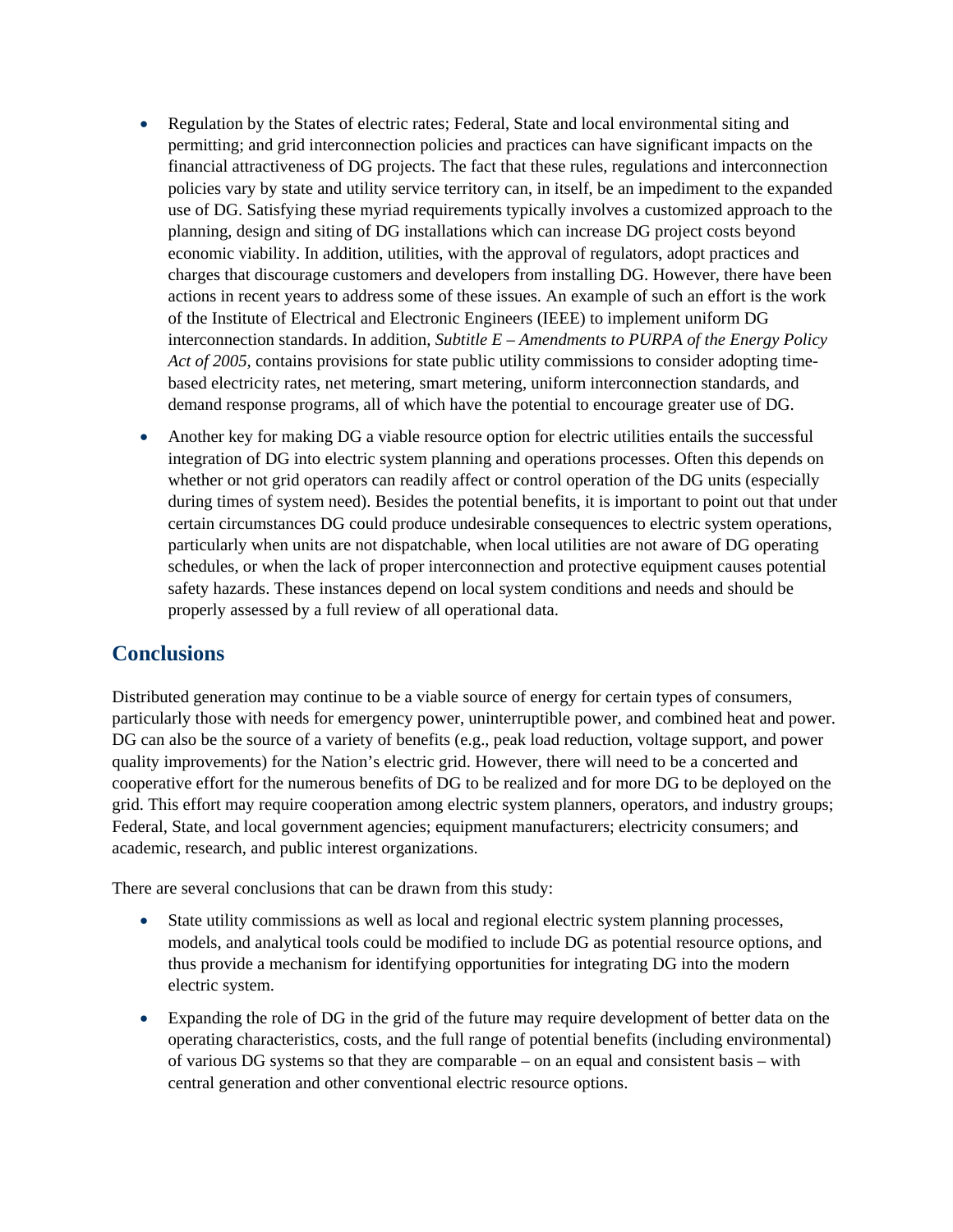- Regulation by the States of electric rates; Federal, State and local environmental siting and permitting; and grid interconnection policies and practices can have significant impacts on the financial attractiveness of DG projects. The fact that these rules, regulations and interconnection policies vary by state and utility service territory can, in itself, be an impediment to the expanded use of DG. Satisfying these myriad requirements typically involves a customized approach to the planning, design and siting of DG installations which can increase DG project costs beyond economic viability. In addition, utilities, with the approval of regulators, adopt practices and charges that discourage customers and developers from installing DG. However, there have been actions in recent years to address some of these issues. An example of such an effort is the work of the Institute of Electrical and Electronic Engineers (IEEE) to implement uniform DG interconnection standards. In addition, *Subtitle E – Amendments to PURPA of the Energy Policy Act of 2005,* contains provisions for state public utility commissions to consider adopting time-based electricity rates, net metering, smart metering, uniform interconnection standards, and demand response programs, all of which have the potential to encourage greater use of DG.
- Another key for making DG a viable resource option for electric utilities entails the successful integration of DG into electric system planning and operations processes. Often this depends on whether or not grid operators can readily affect or control operation of the DG units (especially during times of system need). Besides the potential benefits, it is important to point out that under certain circumstances DG could produce undesirable consequences to electric system operations, particularly when units are not dispatchable, when local utilities are not aware of DG operating schedules, or when the lack of proper interconnection and protective equipment causes potential safety hazards. These instances depend on local system conditions and needs and should be properly assessed by a full review of all operational data.

## Conclusions

Distributed generation may continue to be a viable source of energy for certain types of consumers, particularly those with needs for emergency power, uninterruptible power, and combined heat and power. DG can also be the source of a variety of benefits (e.g., peak load reduction, voltage support, and power quality improvements) for the Nation's electric grid. However, there will need to be a concerted and cooperative effort for the numerous benefits of DG to be realized and for more DG to be deployed on the grid. This effort may require cooperation among electric system planners, operators, and industry groups; Federal, State, and local government agencies; equipment manufacturers; electricity consumers; and academic, research, and public interest organizations.

There are several conclusions that can be drawn from this study:

- State utility commissions as well as local and regional electric system planning processes, models, and analytical tools could be modified to include DG as potential resource options, and thus provide a mechanism for identifying opportunities for integrating DG into the modern electric system.
- Expanding the role of DG in the grid of the future may require development of better data on the operating characteristics, costs, and the full range of potential benefits (including environmental) of various DG systems so that they are comparable – on an equal and consistent basis – with central generation and other conventional electric resource options.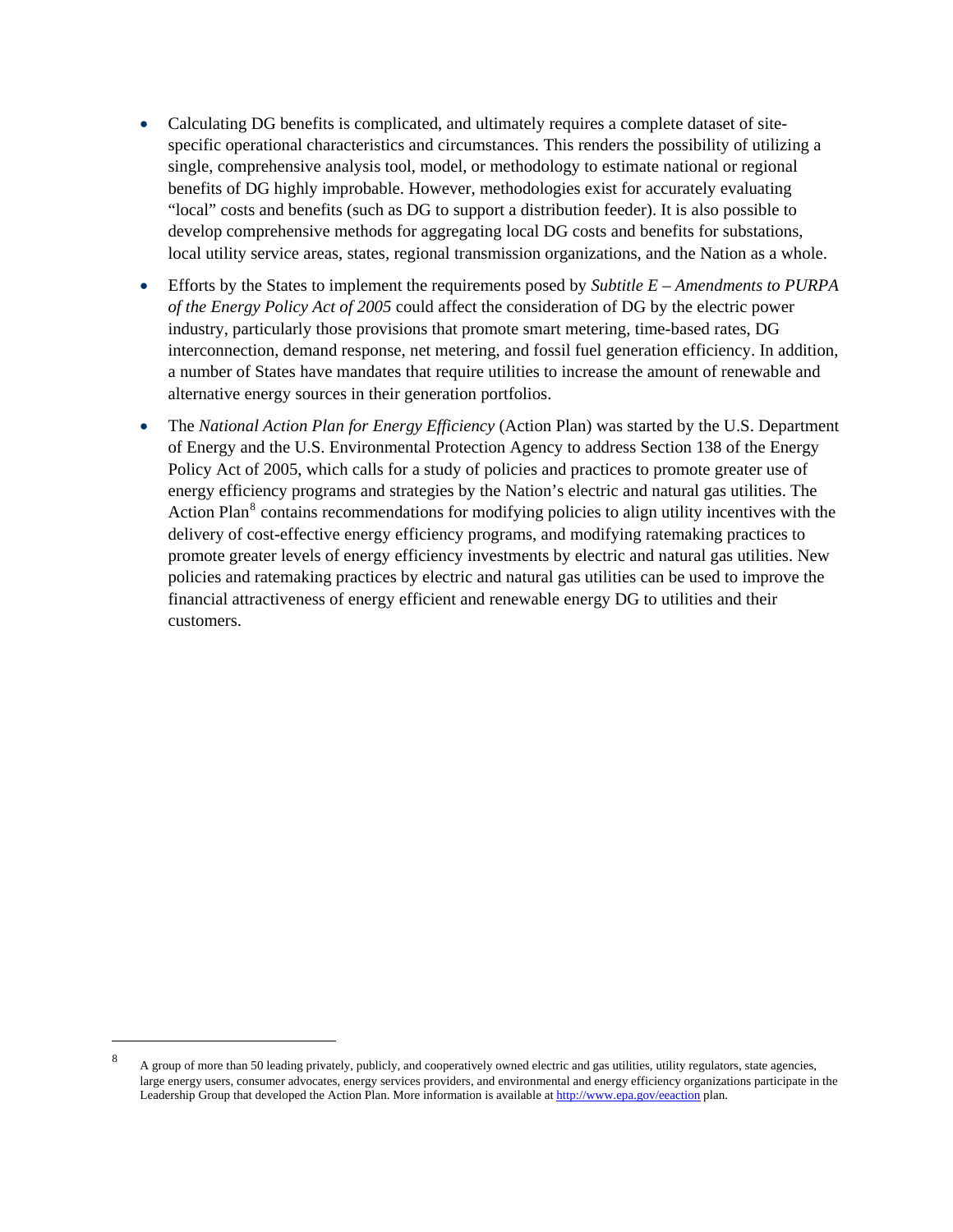- Calculating DG benefits is complicated, and ultimately requires a complete dataset of site-specific operational characteristics and circumstances. This renders the possibility of utilizing a single, comprehensive analysis tool, model, or methodology to estimate national or regional benefits of DG highly improbable. However, methodologies exist for accurately evaluating "local" costs and benefits (such as DG to support a distribution feeder). It is also possible to develop comprehensive methods for aggregating local DG costs and benefits for substations, local utility service areas, states, regional transmission organizations, and the Nation as a whole.
- Efforts by the States to implement the requirements posed by *Subtitle E – Amendments to PURPA of the Energy Policy Act of 2005* could affect the consideration of DG by the electric power industry, particularly those provisions that promote smart metering, time-based rates, DG interconnection, demand response, net metering, and fossil fuel generation efficiency. In addition, a number of States have mandates that require utilities to increase the amount of renewable and alternative energy sources in their generation portfolios.
- The *National Action Plan for Energy Efficiency* (Action Plan) was started by the U.S. Department of Energy and the U.S. Environmental Protection Agency to address Section 138 of the Energy Policy Act of 2005, which calls for a study of policies and practices to promote greater use of energy efficiency programs and strategies by the Nation's electric and natural gas utilities. The Action Plan[8] contains recommendations for modifying policies to align utility incentives with the delivery of cost-effective energy efficiency programs, and modifying ratemaking practices to promote greater levels of energy efficiency investments by electric and natural gas utilities. New policies and ratemaking practices by electric and natural gas utilities can be used to improve the financial attractiveness of energy efficient and renewable energy DG to utilities and their customers.

---

[8] A group of more than 50 leading privately, publicly, and cooperatively owned electric and gas utilities, utility regulators, state agencies, large energy users, consumer advocates, energy services providers, and environmental and energy efficiency organizations participate in the Leadership Group that developed the Action Plan. More information is available at http://www.epa.gov/eeaction plan.